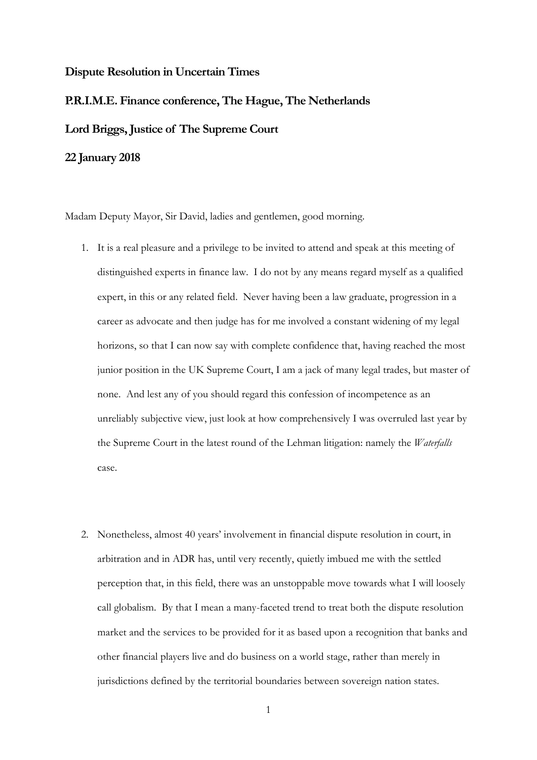**Dispute Resolution in Uncertain Times**

**P.R.I.M.E. Finance conference, The Hague, The Netherlands**

**Lord Briggs, Justice of The Supreme Court**

**22 January 2018**

Madam Deputy Mayor, Sir David, ladies and gentlemen, good morning.

1. It is a real pleasure and a privilege to be invited to attend and speak at this meeting of distinguished experts in finance law. I do not by any means regard myself as a qualified expert, in this or any related field. Never having been a law graduate, progression in a career as advocate and then judge has for me involved a constant widening of my legal horizons, so that I can now say with complete confidence that, having reached the most junior position in the UK Supreme Court, I am a jack of many legal trades, but master of none. And lest any of you should regard this confession of incompetence as an unreliably subjective view, just look at how comprehensively I was overruled last year by the Supreme Court in the latest round of the Lehman litigation: namely the *Waterfalls* case.

2. Nonetheless, almost 40 years' involvement in financial dispute resolution in court, in arbitration and in ADR has, until very recently, quietly imbued me with the settled perception that, in this field, there was an unstoppable move towards what I will loosely call globalism. By that I mean a many-faceted trend to treat both the dispute resolution market and the services to be provided for it as based upon a recognition that banks and other financial players live and do business on a world stage, rather than merely in jurisdictions defined by the territorial boundaries between sovereign nation states.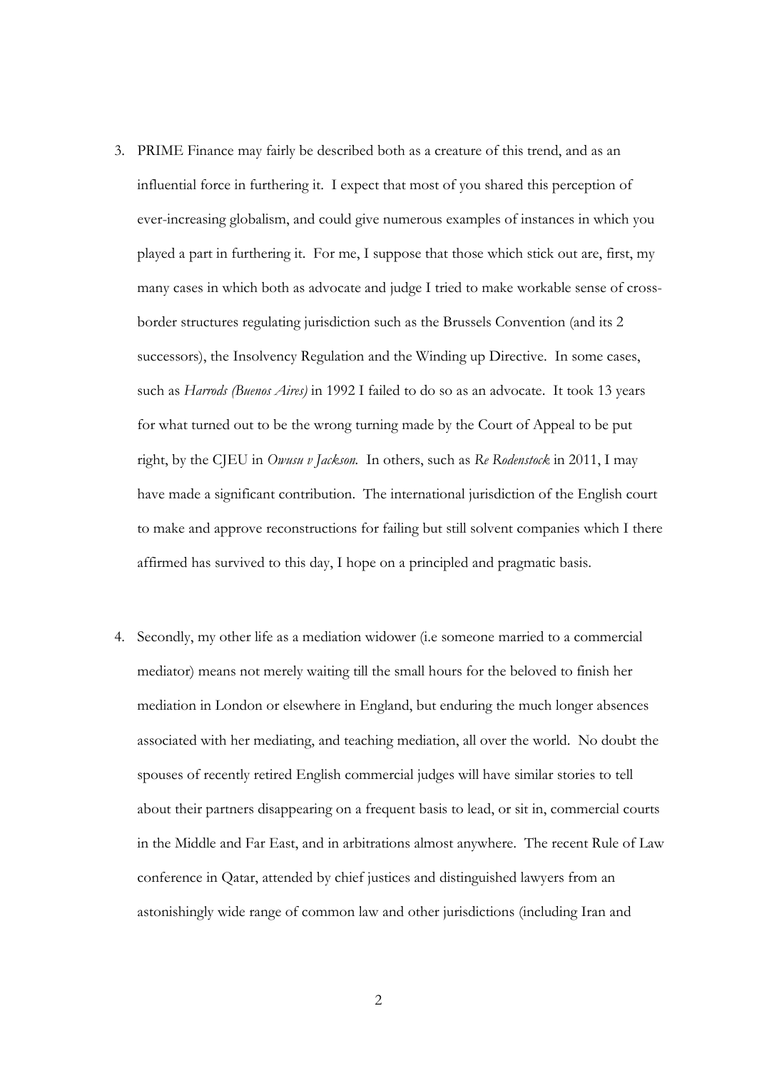3. PRIME Finance may fairly be described both as a creature of this trend, and as an influential force in furthering it. I expect that most of you shared this perception of ever-increasing globalism, and could give numerous examples of instances in which you played a part in furthering it. For me, I suppose that those which stick out are, first, my many cases in which both as advocate and judge I tried to make workable sense of cross-border structures regulating jurisdiction such as the Brussels Convention (and its 2 successors), the Insolvency Regulation and the Winding up Directive. In some cases, such as *Harrods (Buenos Aires)* in 1992 I failed to do so as an advocate. It took 13 years for what turned out to be the wrong turning made by the Court of Appeal to be put right, by the CJEU in *Owusu v Jackson.* In others, such as *Re Rodenstock* in 2011, I may have made a significant contribution. The international jurisdiction of the English court to make and approve reconstructions for failing but still solvent companies which I there affirmed has survived to this day, I hope on a principled and pragmatic basis.

4. Secondly, my other life as a mediation widower (i.e someone married to a commercial mediator) means not merely waiting till the small hours for the beloved to finish her mediation in London or elsewhere in England, but enduring the much longer absences associated with her mediating, and teaching mediation, all over the world. No doubt the spouses of recently retired English commercial judges will have similar stories to tell about their partners disappearing on a frequent basis to lead, or sit in, commercial courts in the Middle and Far East, and in arbitrations almost anywhere. The recent Rule of Law conference in Qatar, attended by chief justices and distinguished lawyers from an astonishingly wide range of common law and other jurisdictions (including Iran and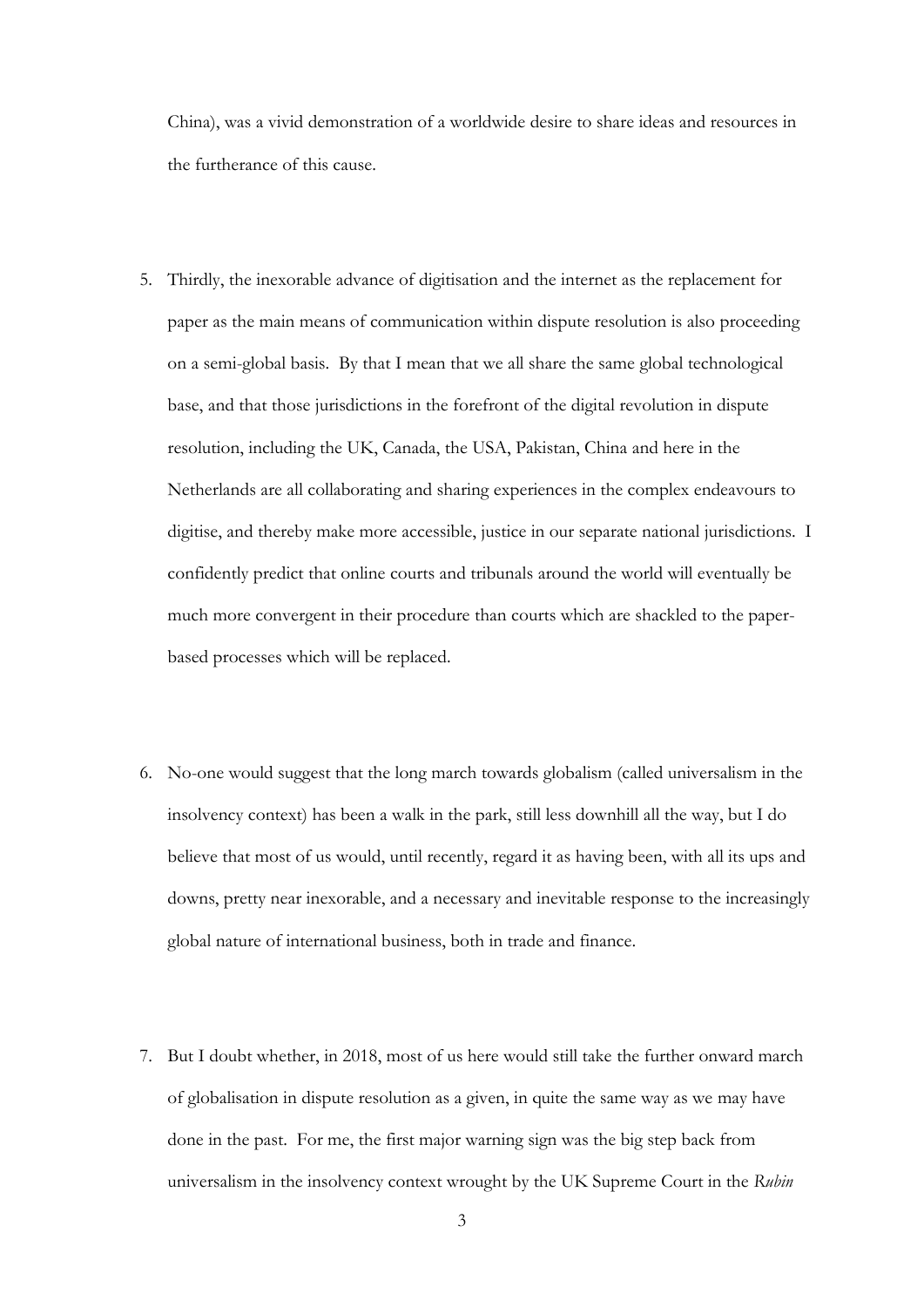China), was a vivid demonstration of a worldwide desire to share ideas and resources in the furtherance of this cause.

5. Thirdly, the inexorable advance of digitisation and the internet as the replacement for paper as the main means of communication within dispute resolution is also proceeding on a semi-global basis. By that I mean that we all share the same global technological base, and that those jurisdictions in the forefront of the digital revolution in dispute resolution, including the UK, Canada, the USA, Pakistan, China and here in the Netherlands are all collaborating and sharing experiences in the complex endeavours to digitise, and thereby make more accessible, justice in our separate national jurisdictions. I confidently predict that online courts and tribunals around the world will eventually be much more convergent in their procedure than courts which are shackled to the paper-based processes which will be replaced.

6. No-one would suggest that the long march towards globalism (called universalism in the insolvency context) has been a walk in the park, still less downhill all the way, but I do believe that most of us would, until recently, regard it as having been, with all its ups and downs, pretty near inexorable, and a necessary and inevitable response to the increasingly global nature of international business, both in trade and finance.

7. But I doubt whether, in 2018, most of us here would still take the further onward march of globalisation in dispute resolution as a given, in quite the same way as we may have done in the past. For me, the first major warning sign was the big step back from universalism in the insolvency context wrought by the UK Supreme Court in the *Rubin*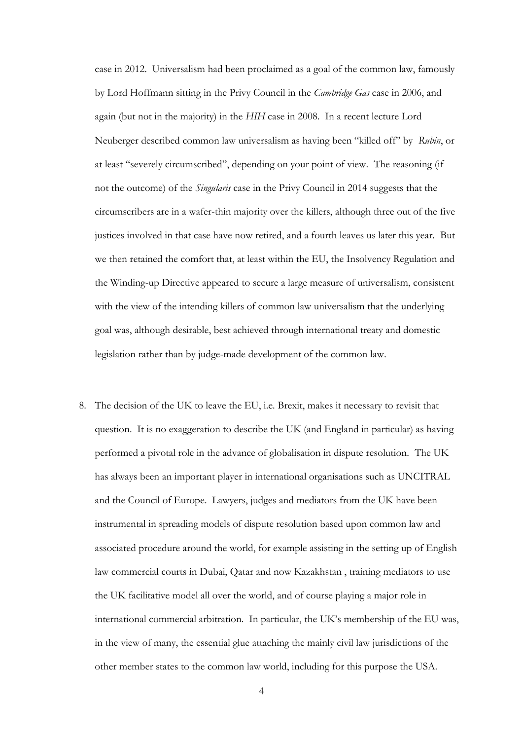case in 2012. Universalism had been proclaimed as a goal of the common law, famously by Lord Hoffmann sitting in the Privy Council in the *Cambridge Gas* case in 2006, and again (but not in the majority) in the *HIH* case in 2008. In a recent lecture Lord Neuberger described common law universalism as having been "killed off" by *Rubin*, or at least "severely circumscribed", depending on your point of view. The reasoning (if not the outcome) of the *Singularis* case in the Privy Council in 2014 suggests that the circumscribers are in a wafer-thin majority over the killers, although three out of the five justices involved in that case have now retired, and a fourth leaves us later this year. But we then retained the comfort that, at least within the EU, the Insolvency Regulation and the Winding-up Directive appeared to secure a large measure of universalism, consistent with the view of the intending killers of common law universalism that the underlying goal was, although desirable, best achieved through international treaty and domestic legislation rather than by judge-made development of the common law.

8. The decision of the UK to leave the EU, i.e. Brexit, makes it necessary to revisit that question. It is no exaggeration to describe the UK (and England in particular) as having performed a pivotal role in the advance of globalisation in dispute resolution. The UK has always been an important player in international organisations such as UNCITRAL and the Council of Europe. Lawyers, judges and mediators from the UK have been instrumental in spreading models of dispute resolution based upon common law and associated procedure around the world, for example assisting in the setting up of English law commercial courts in Dubai, Qatar and now Kazakhstan , training mediators to use the UK facilitative model all over the world, and of course playing a major role in international commercial arbitration. In particular, the UK's membership of the EU was, in the view of many, the essential glue attaching the mainly civil law jurisdictions of the other member states to the common law world, including for this purpose the USA.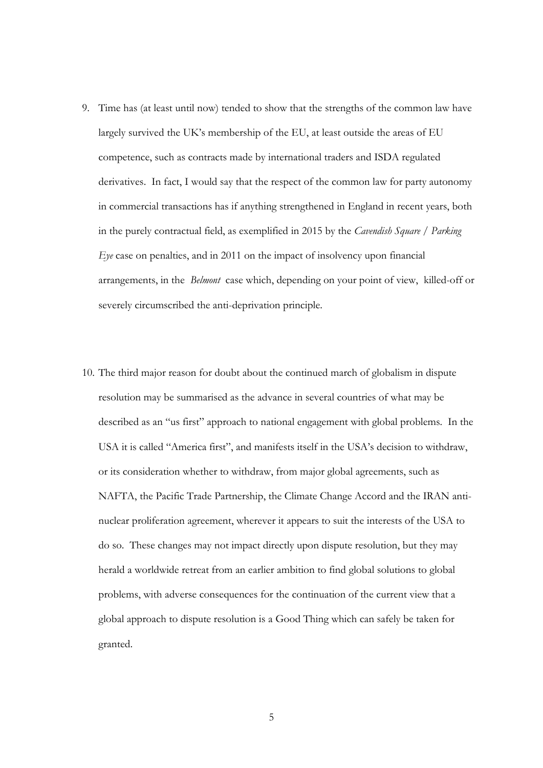9. Time has (at least until now) tended to show that the strengths of the common law have largely survived the UK's membership of the EU, at least outside the areas of EU competence, such as contracts made by international traders and ISDA regulated derivatives. In fact, I would say that the respect of the common law for party autonomy in commercial transactions has if anything strengthened in England in recent years, both in the purely contractual field, as exemplified in 2015 by the *Cavendish Square / Parking Eye* case on penalties, and in 2011 on the impact of insolvency upon financial arrangements, in the *Belmont* case which, depending on your point of view, killed-off or severely circumscribed the anti-deprivation principle.

10. The third major reason for doubt about the continued march of globalism in dispute resolution may be summarised as the advance in several countries of what may be described as an "us first" approach to national engagement with global problems. In the USA it is called "America first", and manifests itself in the USA's decision to withdraw, or its consideration whether to withdraw, from major global agreements, such as NAFTA, the Pacific Trade Partnership, the Climate Change Accord and the IRAN anti-nuclear proliferation agreement, wherever it appears to suit the interests of the USA to do so. These changes may not impact directly upon dispute resolution, but they may herald a worldwide retreat from an earlier ambition to find global solutions to global problems, with adverse consequences for the continuation of the current view that a global approach to dispute resolution is a Good Thing which can safely be taken for granted.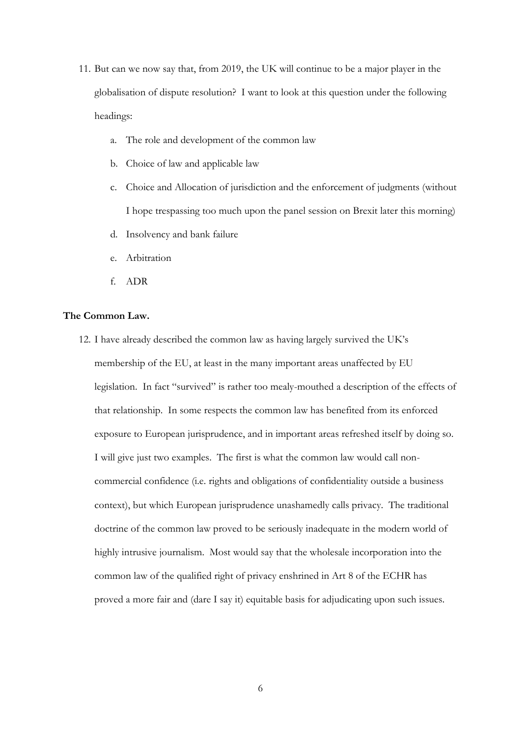11. But can we now say that, from 2019, the UK will continue to be a major player in the globalisation of dispute resolution? I want to look at this question under the following headings:

    a. The role and development of the common law

    b. Choice of law and applicable law

    c. Choice and Allocation of jurisdiction and the enforcement of judgments (without I hope trespassing too much upon the panel session on Brexit later this morning)

    d. Insolvency and bank failure

    e. Arbitration

    f. ADR

**The Common Law.**

12. I have already described the common law as having largely survived the UK's membership of the EU, at least in the many important areas unaffected by EU legislation. In fact "survived" is rather too mealy-mouthed a description of the effects of that relationship. In some respects the common law has benefited from its enforced exposure to European jurisprudence, and in important areas refreshed itself by doing so. I will give just two examples. The first is what the common law would call non-commercial confidence (i.e. rights and obligations of confidentiality outside a business context), but which European jurisprudence unashamedly calls privacy. The traditional doctrine of the common law proved to be seriously inadequate in the modern world of highly intrusive journalism. Most would say that the wholesale incorporation into the common law of the qualified right of privacy enshrined in Art 8 of the ECHR has proved a more fair and (dare I say it) equitable basis for adjudicating upon such issues.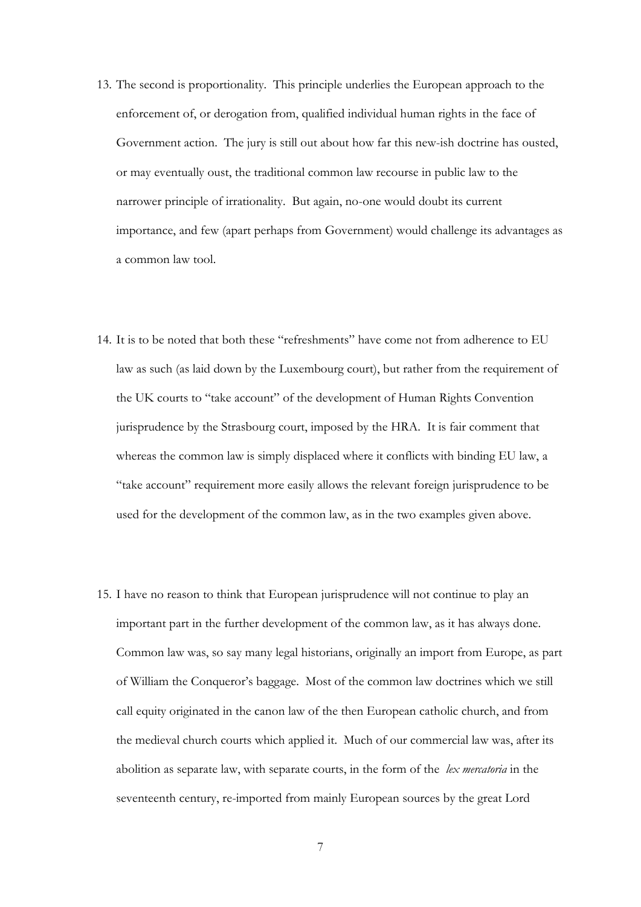13. The second is proportionality. This principle underlies the European approach to the enforcement of, or derogation from, qualified individual human rights in the face of Government action. The jury is still out about how far this new-ish doctrine has ousted, or may eventually oust, the traditional common law recourse in public law to the narrower principle of irrationality. But again, no-one would doubt its current importance, and few (apart perhaps from Government) would challenge its advantages as a common law tool.

14. It is to be noted that both these "refreshments" have come not from adherence to EU law as such (as laid down by the Luxembourg court), but rather from the requirement of the UK courts to "take account" of the development of Human Rights Convention jurisprudence by the Strasbourg court, imposed by the HRA. It is fair comment that whereas the common law is simply displaced where it conflicts with binding EU law, a "take account" requirement more easily allows the relevant foreign jurisprudence to be used for the development of the common law, as in the two examples given above.

15. I have no reason to think that European jurisprudence will not continue to play an important part in the further development of the common law, as it has always done. Common law was, so say many legal historians, originally an import from Europe, as part of William the Conqueror's baggage. Most of the common law doctrines which we still call equity originated in the canon law of the then European catholic church, and from the medieval church courts which applied it. Much of our commercial law was, after its abolition as separate law, with separate courts, in the form of the *lex mercatoria* in the seventeenth century, re-imported from mainly European sources by the great Lord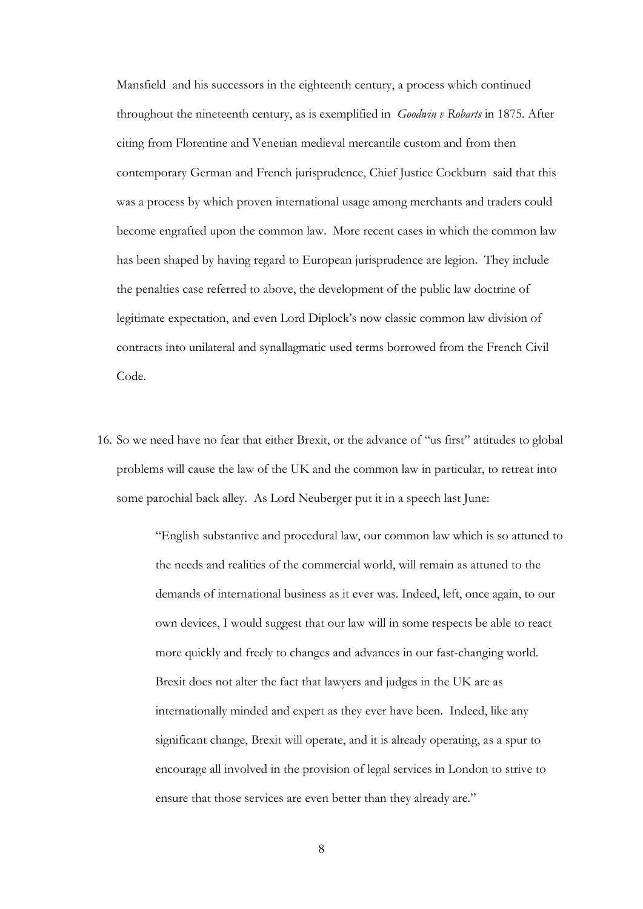Mansfield and his successors in the eighteenth century, a process which continued throughout the nineteenth century, as is exemplified in *Goodwin v Robarts* in 1875. After citing from Florentine and Venetian medieval mercantile custom and from then contemporary German and French jurisprudence, Chief Justice Cockburn said that this was a process by which proven international usage among merchants and traders could become engrafted upon the common law. More recent cases in which the common law has been shaped by having regard to European jurisprudence are legion. They include the penalties case referred to above, the development of the public law doctrine of legitimate expectation, and even Lord Diplock's now classic common law division of contracts into unilateral and synallagmatic used terms borrowed from the French Civil Code.

16. So we need have no fear that either Brexit, or the advance of "us first" attitudes to global problems will cause the law of the UK and the common law in particular, to retreat into some parochial back alley. As Lord Neuberger put it in a speech last June:

> "English substantive and procedural law, our common law which is so attuned to the needs and realities of the commercial world, will remain as attuned to the demands of international business as it ever was. Indeed, left, once again, to our own devices, I would suggest that our law will in some respects be able to react more quickly and freely to changes and advances in our fast-changing world. Brexit does not alter the fact that lawyers and judges in the UK are as internationally minded and expert as they ever have been. Indeed, like any significant change, Brexit will operate, and it is already operating, as a spur to encourage all involved in the provision of legal services in London to strive to ensure that those services are even better than they already are."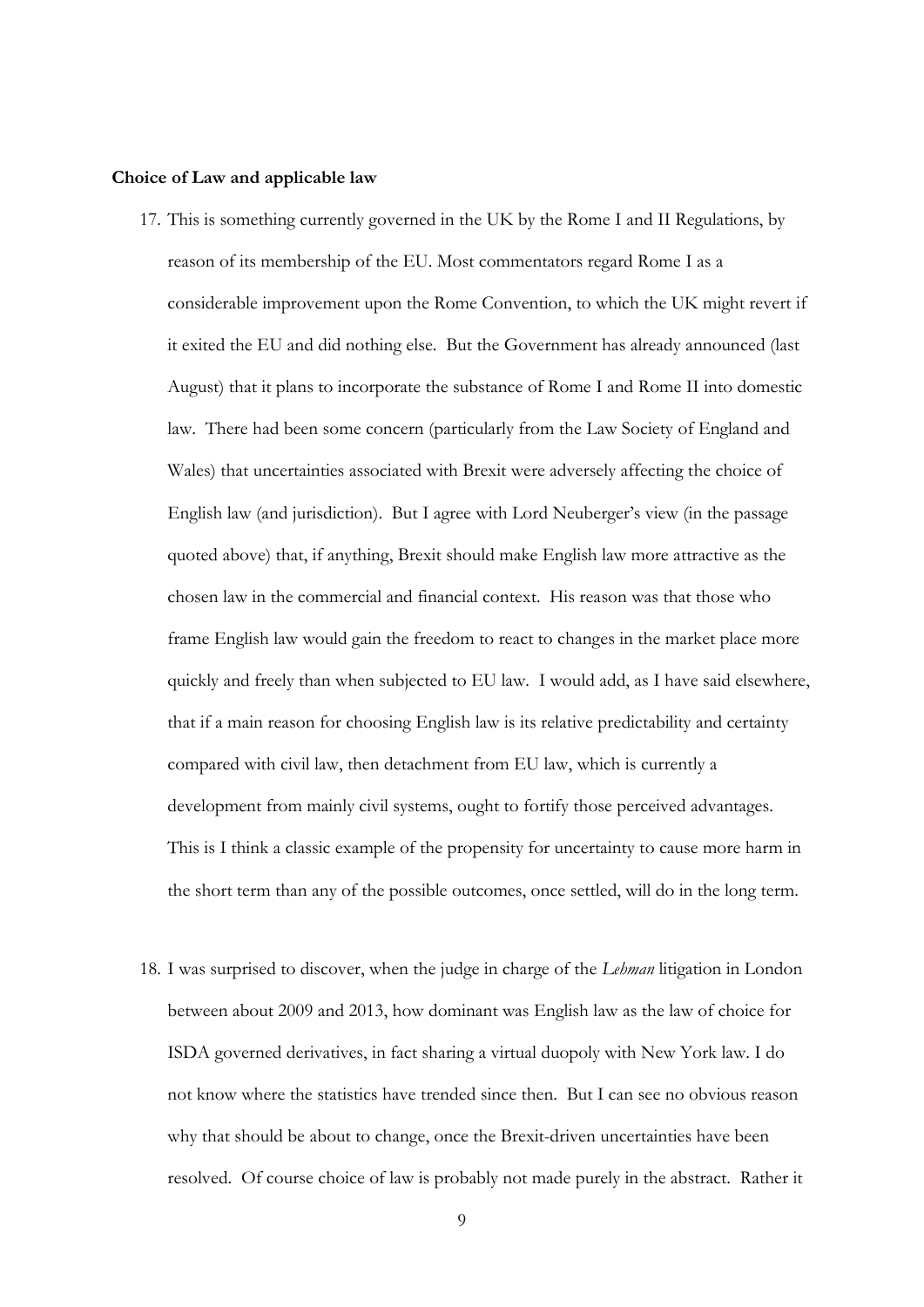**Choice of Law and applicable law**

17. This is something currently governed in the UK by the Rome I and II Regulations, by reason of its membership of the EU. Most commentators regard Rome I as a considerable improvement upon the Rome Convention, to which the UK might revert if it exited the EU and did nothing else. But the Government has already announced (last August) that it plans to incorporate the substance of Rome I and Rome II into domestic law. There had been some concern (particularly from the Law Society of England and Wales) that uncertainties associated with Brexit were adversely affecting the choice of English law (and jurisdiction). But I agree with Lord Neuberger's view (in the passage quoted above) that, if anything, Brexit should make English law more attractive as the chosen law in the commercial and financial context. His reason was that those who frame English law would gain the freedom to react to changes in the market place more quickly and freely than when subjected to EU law. I would add, as I have said elsewhere, that if a main reason for choosing English law is its relative predictability and certainty compared with civil law, then detachment from EU law, which is currently a development from mainly civil systems, ought to fortify those perceived advantages. This is I think a classic example of the propensity for uncertainty to cause more harm in the short term than any of the possible outcomes, once settled, will do in the long term.

18. I was surprised to discover, when the judge in charge of the *Lehman* litigation in London between about 2009 and 2013, how dominant was English law as the law of choice for ISDA governed derivatives, in fact sharing a virtual duopoly with New York law. I do not know where the statistics have trended since then. But I can see no obvious reason why that should be about to change, once the Brexit-driven uncertainties have been resolved. Of course choice of law is probably not made purely in the abstract. Rather it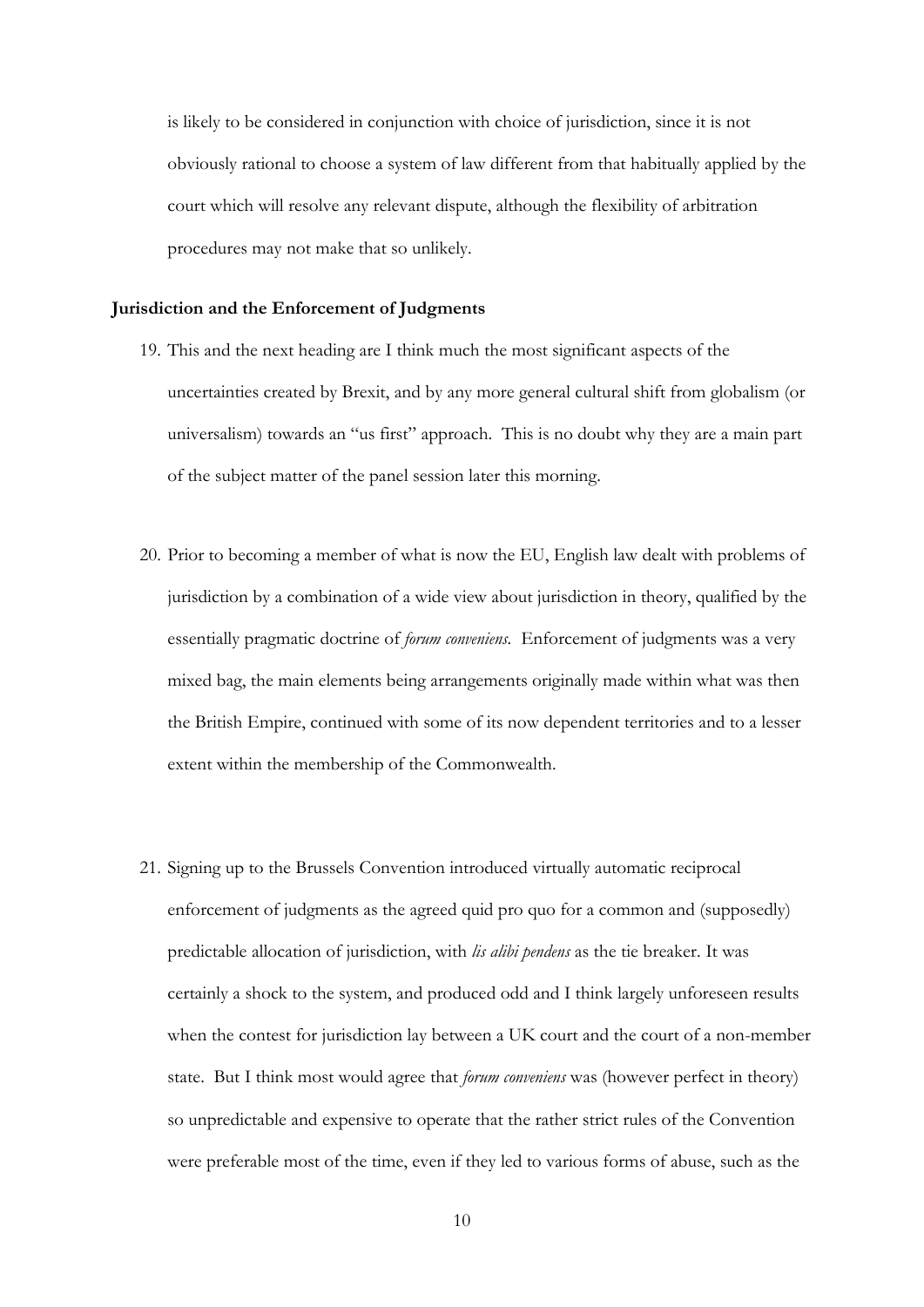is likely to be considered in conjunction with choice of jurisdiction, since it is not obviously rational to choose a system of law different from that habitually applied by the court which will resolve any relevant dispute, although the flexibility of arbitration procedures may not make that so unlikely.

**Jurisdiction and the Enforcement of Judgments**

19. This and the next heading are I think much the most significant aspects of the uncertainties created by Brexit, and by any more general cultural shift from globalism (or universalism) towards an "us first" approach. This is no doubt why they are a main part of the subject matter of the panel session later this morning.

20. Prior to becoming a member of what is now the EU, English law dealt with problems of jurisdiction by a combination of a wide view about jurisdiction in theory, qualified by the essentially pragmatic doctrine of *forum conveniens*. Enforcement of judgments was a very mixed bag, the main elements being arrangements originally made within what was then the British Empire, continued with some of its now dependent territories and to a lesser extent within the membership of the Commonwealth.

21. Signing up to the Brussels Convention introduced virtually automatic reciprocal enforcement of judgments as the agreed quid pro quo for a common and (supposedly) predictable allocation of jurisdiction, with *lis alibi pendens* as the tie breaker. It was certainly a shock to the system, and produced odd and I think largely unforeseen results when the contest for jurisdiction lay between a UK court and the court of a non-member state. But I think most would agree that *forum conveniens* was (however perfect in theory) so unpredictable and expensive to operate that the rather strict rules of the Convention were preferable most of the time, even if they led to various forms of abuse, such as the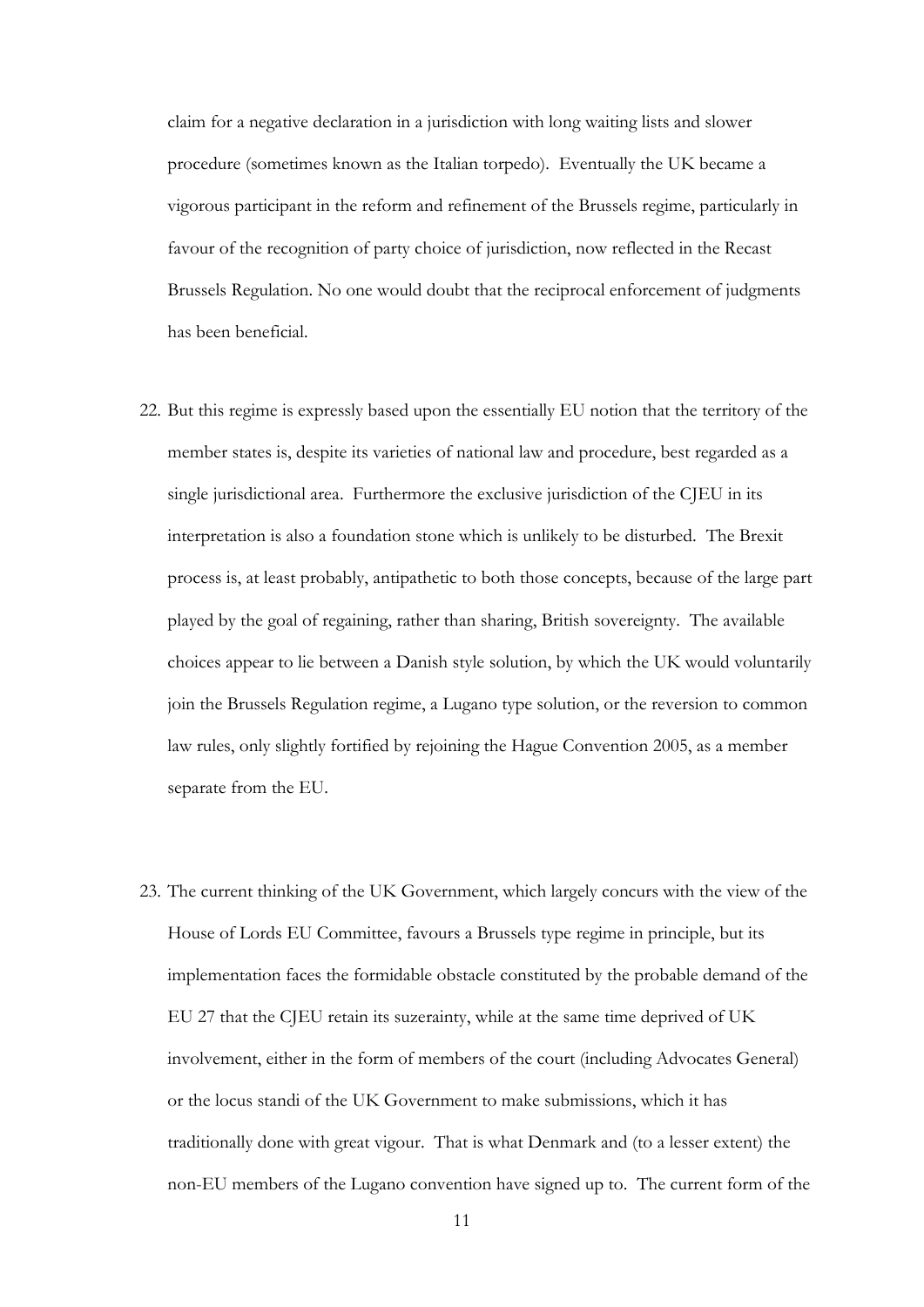claim for a negative declaration in a jurisdiction with long waiting lists and slower procedure (sometimes known as the Italian torpedo). Eventually the UK became a vigorous participant in the reform and refinement of the Brussels regime, particularly in favour of the recognition of party choice of jurisdiction, now reflected in the Recast Brussels Regulation. No one would doubt that the reciprocal enforcement of judgments has been beneficial.

22. But this regime is expressly based upon the essentially EU notion that the territory of the member states is, despite its varieties of national law and procedure, best regarded as a single jurisdictional area. Furthermore the exclusive jurisdiction of the CJEU in its interpretation is also a foundation stone which is unlikely to be disturbed. The Brexit process is, at least probably, antipathetic to both those concepts, because of the large part played by the goal of regaining, rather than sharing, British sovereignty. The available choices appear to lie between a Danish style solution, by which the UK would voluntarily join the Brussels Regulation regime, a Lugano type solution, or the reversion to common law rules, only slightly fortified by rejoining the Hague Convention 2005, as a member separate from the EU.

23. The current thinking of the UK Government, which largely concurs with the view of the House of Lords EU Committee, favours a Brussels type regime in principle, but its implementation faces the formidable obstacle constituted by the probable demand of the EU 27 that the CJEU retain its suzerainty, while at the same time deprived of UK involvement, either in the form of members of the court (including Advocates General) or the locus standi of the UK Government to make submissions, which it has traditionally done with great vigour. That is what Denmark and (to a lesser extent) the non-EU members of the Lugano convention have signed up to. The current form of the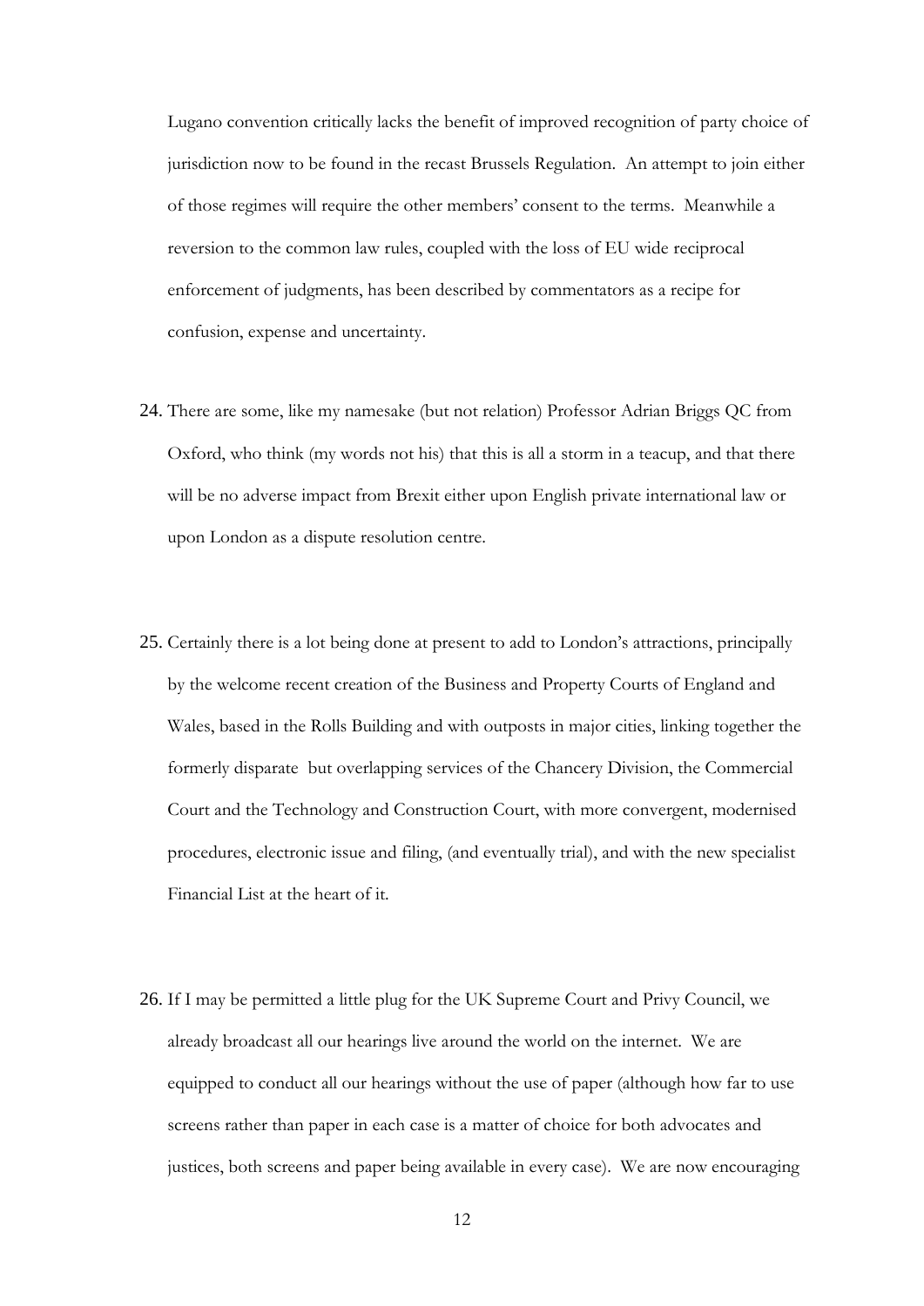Lugano convention critically lacks the benefit of improved recognition of party choice of jurisdiction now to be found in the recast Brussels Regulation. An attempt to join either of those regimes will require the other members' consent to the terms. Meanwhile a reversion to the common law rules, coupled with the loss of EU wide reciprocal enforcement of judgments, has been described by commentators as a recipe for confusion, expense and uncertainty.

24. There are some, like my namesake (but not relation) Professor Adrian Briggs QC from Oxford, who think (my words not his) that this is all a storm in a teacup, and that there will be no adverse impact from Brexit either upon English private international law or upon London as a dispute resolution centre.

25. Certainly there is a lot being done at present to add to London's attractions, principally by the welcome recent creation of the Business and Property Courts of England and Wales, based in the Rolls Building and with outposts in major cities, linking together the formerly disparate but overlapping services of the Chancery Division, the Commercial Court and the Technology and Construction Court, with more convergent, modernised procedures, electronic issue and filing, (and eventually trial), and with the new specialist Financial List at the heart of it.

26. If I may be permitted a little plug for the UK Supreme Court and Privy Council, we already broadcast all our hearings live around the world on the internet. We are equipped to conduct all our hearings without the use of paper (although how far to use screens rather than paper in each case is a matter of choice for both advocates and justices, both screens and paper being available in every case). We are now encouraging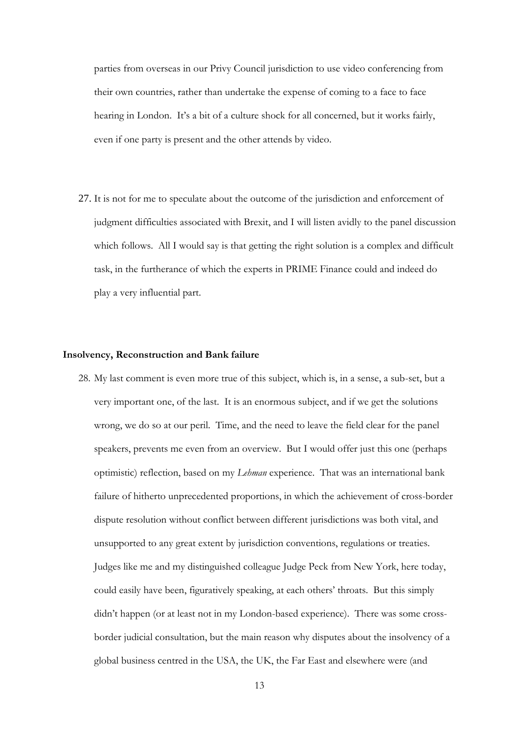parties from overseas in our Privy Council jurisdiction to use video conferencing from their own countries, rather than undertake the expense of coming to a face to face hearing in London. It's a bit of a culture shock for all concerned, but it works fairly, even if one party is present and the other attends by video.

27. It is not for me to speculate about the outcome of the jurisdiction and enforcement of judgment difficulties associated with Brexit, and I will listen avidly to the panel discussion which follows. All I would say is that getting the right solution is a complex and difficult task, in the furtherance of which the experts in PRIME Finance could and indeed do play a very influential part.

**Insolvency, Reconstruction and Bank failure**

28. My last comment is even more true of this subject, which is, in a sense, a sub-set, but a very important one, of the last. It is an enormous subject, and if we get the solutions wrong, we do so at our peril. Time, and the need to leave the field clear for the panel speakers, prevents me even from an overview. But I would offer just this one (perhaps optimistic) reflection, based on my *Lehman* experience. That was an international bank failure of hitherto unprecedented proportions, in which the achievement of cross-border dispute resolution without conflict between different jurisdictions was both vital, and unsupported to any great extent by jurisdiction conventions, regulations or treaties. Judges like me and my distinguished colleague Judge Peck from New York, here today, could easily have been, figuratively speaking, at each others' throats. But this simply didn't happen (or at least not in my London-based experience). There was some cross-border judicial consultation, but the main reason why disputes about the insolvency of a global business centred in the USA, the UK, the Far East and elsewhere were (and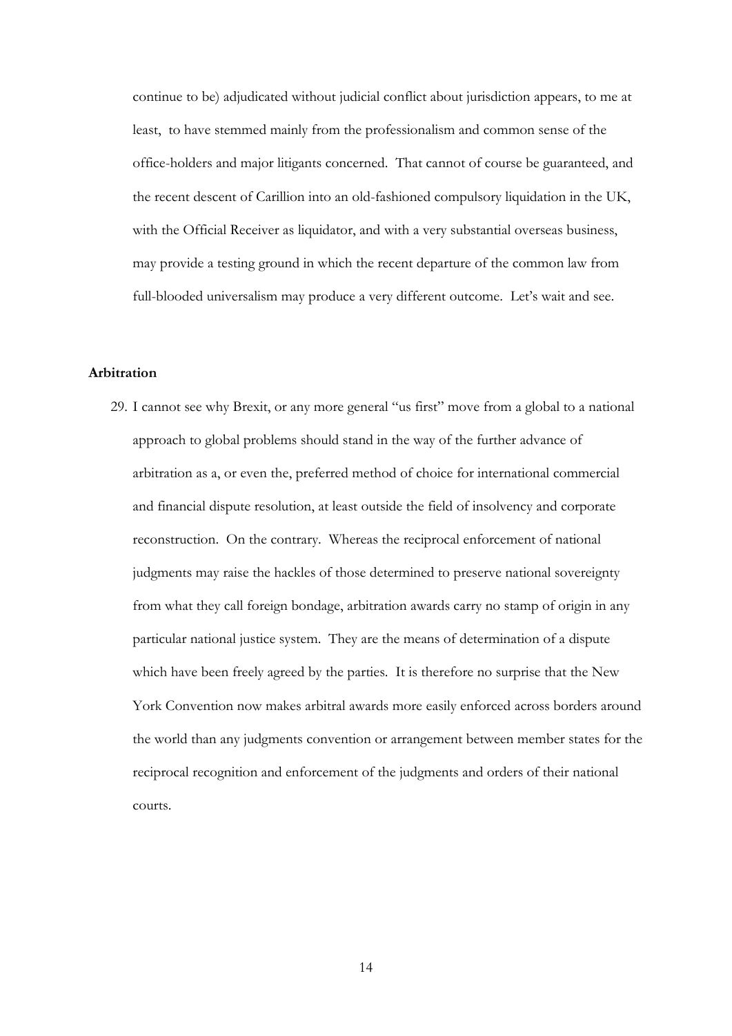continue to be) adjudicated without judicial conflict about jurisdiction appears, to me at least, to have stemmed mainly from the professionalism and common sense of the office-holders and major litigants concerned. That cannot of course be guaranteed, and the recent descent of Carillion into an old-fashioned compulsory liquidation in the UK, with the Official Receiver as liquidator, and with a very substantial overseas business, may provide a testing ground in which the recent departure of the common law from full-blooded universalism may produce a very different outcome. Let's wait and see.

**Arbitration**

29. I cannot see why Brexit, or any more general "us first" move from a global to a national approach to global problems should stand in the way of the further advance of arbitration as a, or even the, preferred method of choice for international commercial and financial dispute resolution, at least outside the field of insolvency and corporate reconstruction. On the contrary. Whereas the reciprocal enforcement of national judgments may raise the hackles of those determined to preserve national sovereignty from what they call foreign bondage, arbitration awards carry no stamp of origin in any particular national justice system. They are the means of determination of a dispute which have been freely agreed by the parties. It is therefore no surprise that the New York Convention now makes arbitral awards more easily enforced across borders around the world than any judgments convention or arrangement between member states for the reciprocal recognition and enforcement of the judgments and orders of their national courts.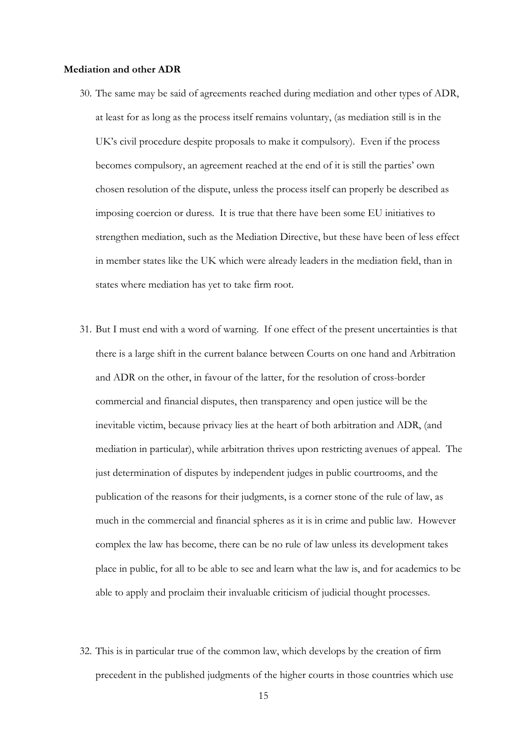**Mediation and other ADR**

30. The same may be said of agreements reached during mediation and other types of ADR, at least for as long as the process itself remains voluntary, (as mediation still is in the UK's civil procedure despite proposals to make it compulsory). Even if the process becomes compulsory, an agreement reached at the end of it is still the parties' own chosen resolution of the dispute, unless the process itself can properly be described as imposing coercion or duress. It is true that there have been some EU initiatives to strengthen mediation, such as the Mediation Directive, but these have been of less effect in member states like the UK which were already leaders in the mediation field, than in states where mediation has yet to take firm root.

31. But I must end with a word of warning. If one effect of the present uncertainties is that there is a large shift in the current balance between Courts on one hand and Arbitration and ADR on the other, in favour of the latter, for the resolution of cross-border commercial and financial disputes, then transparency and open justice will be the inevitable victim, because privacy lies at the heart of both arbitration and ADR, (and mediation in particular), while arbitration thrives upon restricting avenues of appeal. The just determination of disputes by independent judges in public courtrooms, and the publication of the reasons for their judgments, is a corner stone of the rule of law, as much in the commercial and financial spheres as it is in crime and public law. However complex the law has become, there can be no rule of law unless its development takes place in public, for all to be able to see and learn what the law is, and for academics to be able to apply and proclaim their invaluable criticism of judicial thought processes.

32. This is in particular true of the common law, which develops by the creation of firm precedent in the published judgments of the higher courts in those countries which use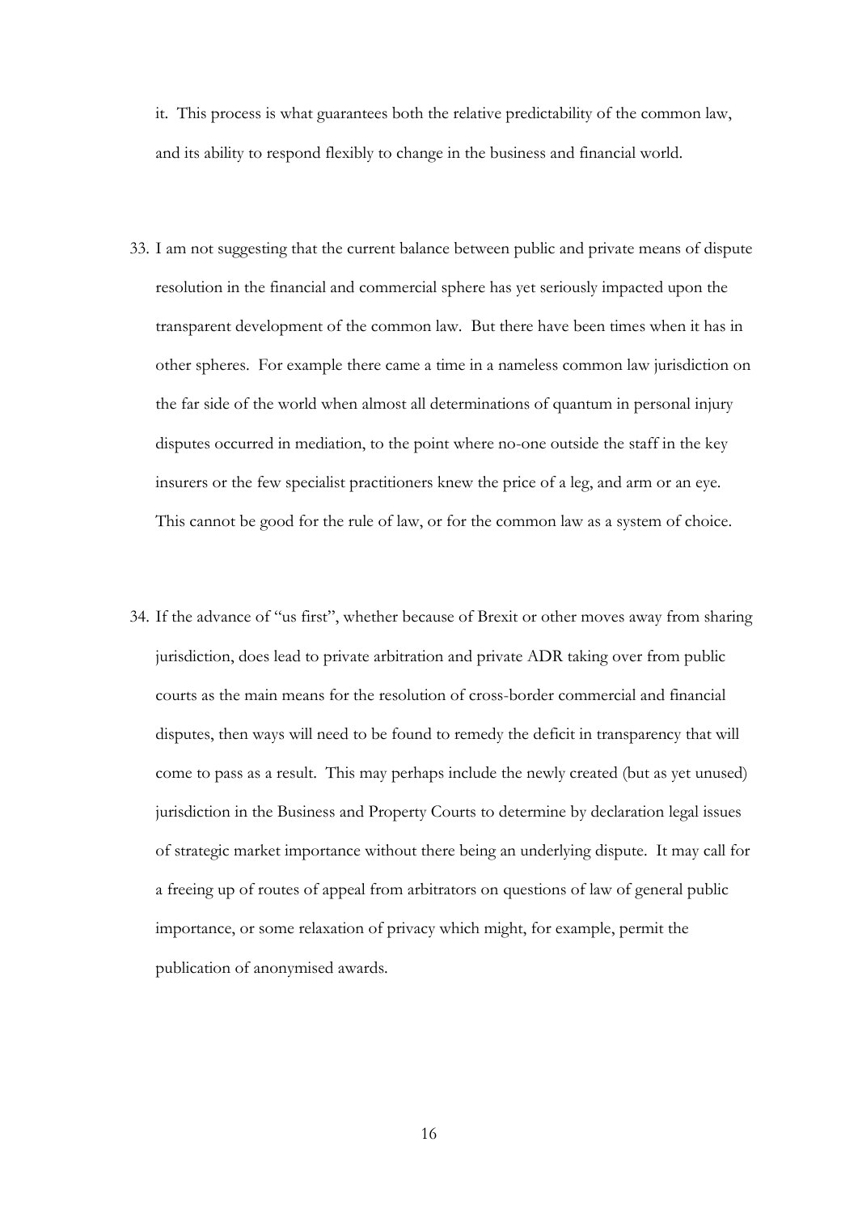it. This process is what guarantees both the relative predictability of the common law, and its ability to respond flexibly to change in the business and financial world.

33. I am not suggesting that the current balance between public and private means of dispute resolution in the financial and commercial sphere has yet seriously impacted upon the transparent development of the common law. But there have been times when it has in other spheres. For example there came a time in a nameless common law jurisdiction on the far side of the world when almost all determinations of quantum in personal injury disputes occurred in mediation, to the point where no-one outside the staff in the key insurers or the few specialist practitioners knew the price of a leg, and arm or an eye. This cannot be good for the rule of law, or for the common law as a system of choice.

34. If the advance of "us first", whether because of Brexit or other moves away from sharing jurisdiction, does lead to private arbitration and private ADR taking over from public courts as the main means for the resolution of cross-border commercial and financial disputes, then ways will need to be found to remedy the deficit in transparency that will come to pass as a result. This may perhaps include the newly created (but as yet unused) jurisdiction in the Business and Property Courts to determine by declaration legal issues of strategic market importance without there being an underlying dispute. It may call for a freeing up of routes of appeal from arbitrators on questions of law of general public importance, or some relaxation of privacy which might, for example, permit the publication of anonymised awards.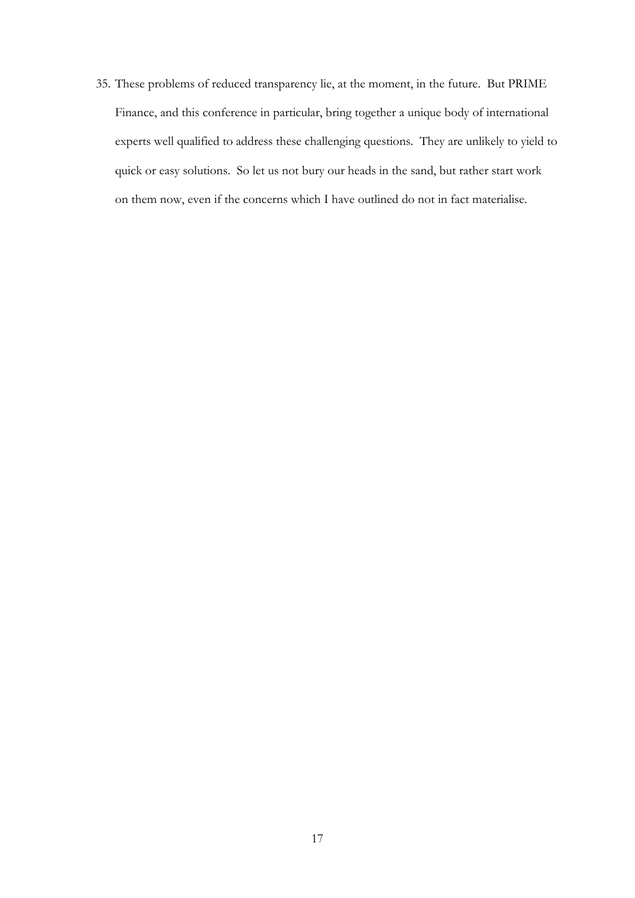35. These problems of reduced transparency lie, at the moment, in the future. But PRIME Finance, and this conference in particular, bring together a unique body of international experts well qualified to address these challenging questions. They are unlikely to yield to quick or easy solutions. So let us not bury our heads in the sand, but rather start work on them now, even if the concerns which I have outlined do not in fact materialise.